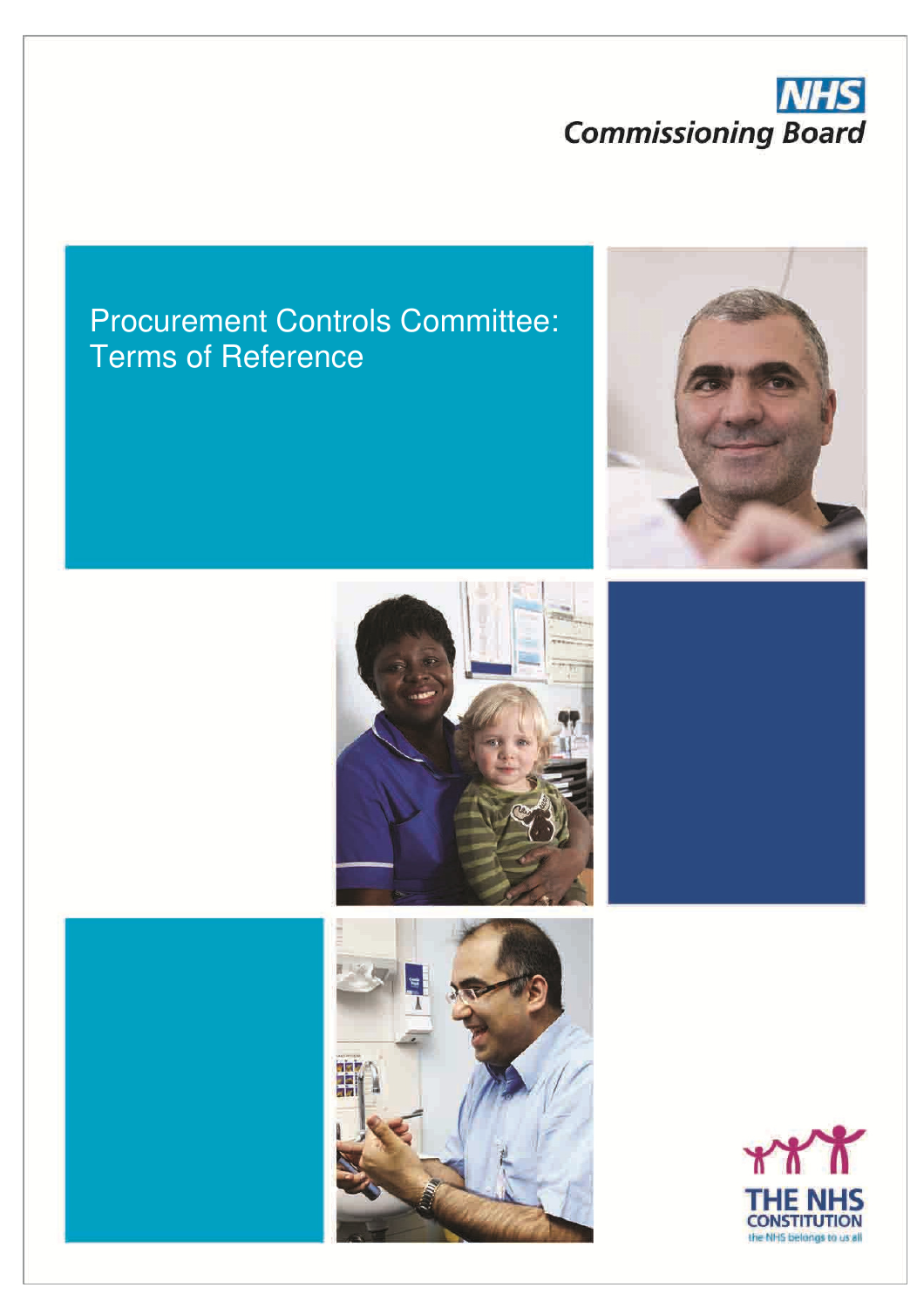NHS
Commissioning Board

# Procurement Controls Committee: Terms of Reference

THE NHS CONSTITUTION
the NHS belongs to us all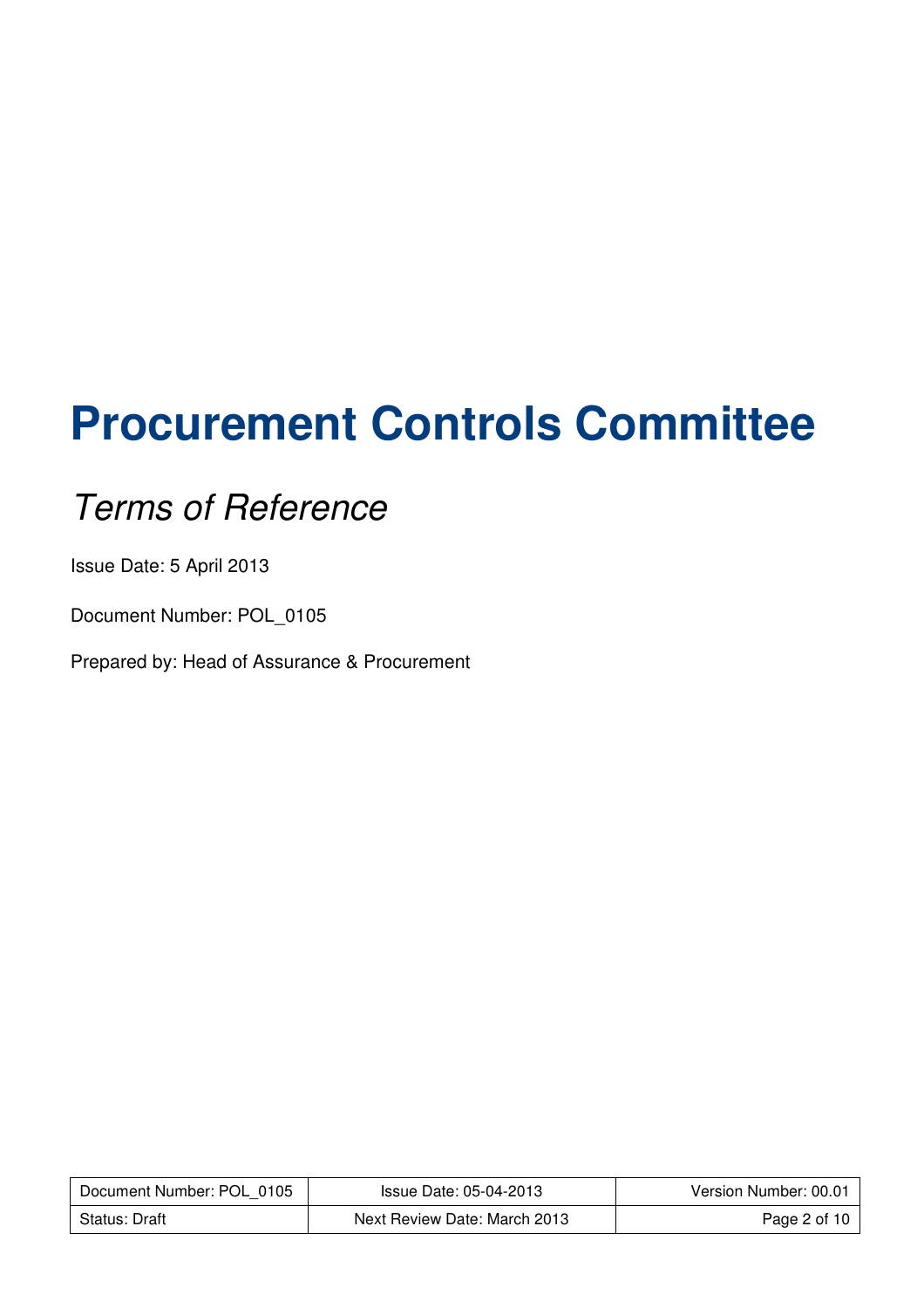# Procurement Controls Committee

## *Terms of Reference*

Issue Date: 5 April 2013

Document Number: POL_0105

Prepared by: Head of Assurance & Procurement

| Document Number: POL_0105 | Issue Date: 05-04-2013 | Version Number: 00.01 |
| --- | --- | --- |
| Status: Draft | Next Review Date: March 2013 | |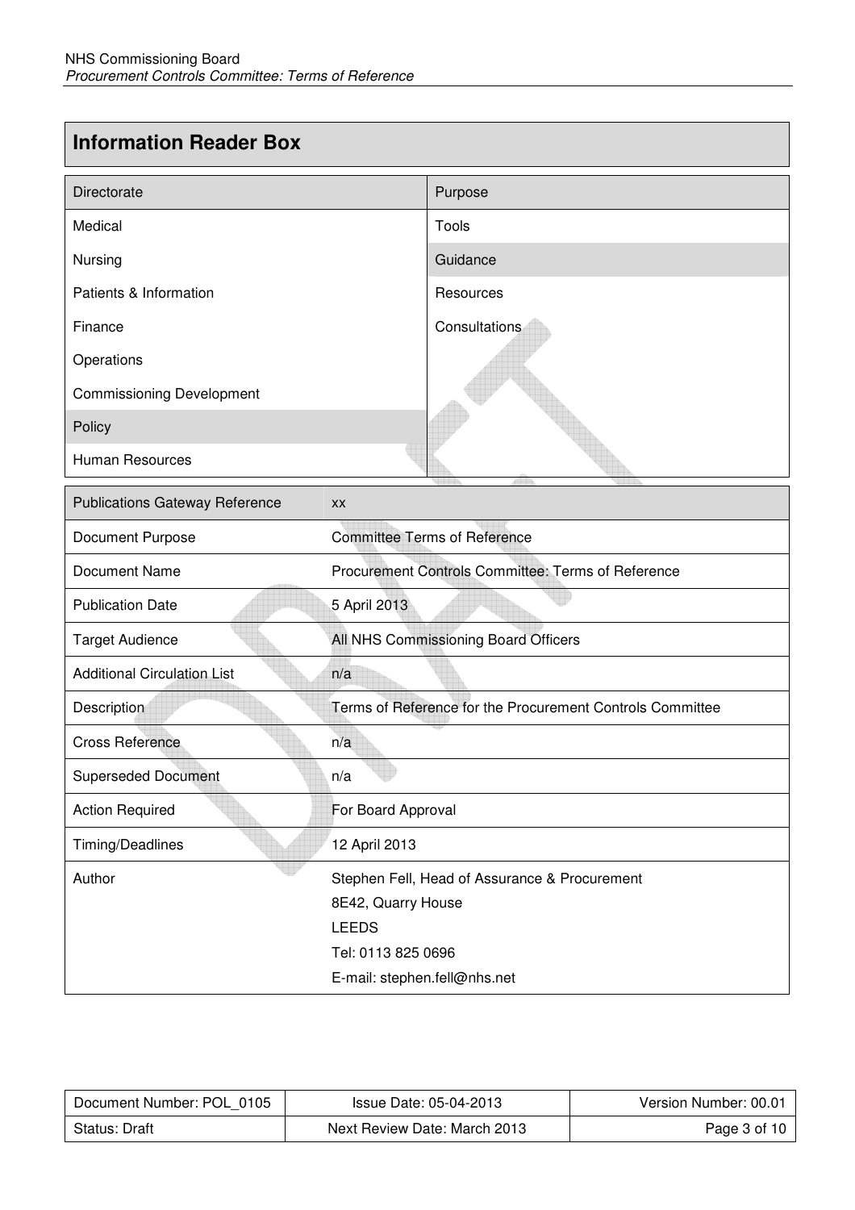## Information Reader Box

| Directorate | Purpose |
| --- | --- |
| Medical | Tools |
| Nursing | Guidance |
| Patients & Information | Resources |
| Finance | Consultations |
| Operations | |
| Commissioning Development | |
| Policy | |
| Human Resources | |

| Publications Gateway Reference | xx |
| --- | --- |
| Document Purpose | Committee Terms of Reference |
| Document Name | Procurement Controls Committee: Terms of Reference |
| Publication Date | 5 April 2013 |
| Target Audience | All NHS Commissioning Board Officers |
| Additional Circulation List | n/a |
| Description | Terms of Reference for the Procurement Controls Committee |
| Cross Reference | n/a |
| Superseded Document | n/a |
| Action Required | For Board Approval |
| Timing/Deadlines | 12 April 2013 |
| Author | Stephen Fell, Head of Assurance & Procurement<br>8E42, Quarry House<br>LEEDS<br>Tel: 0113 825 0696<br>E-mail: stephen.fell@nhs.net |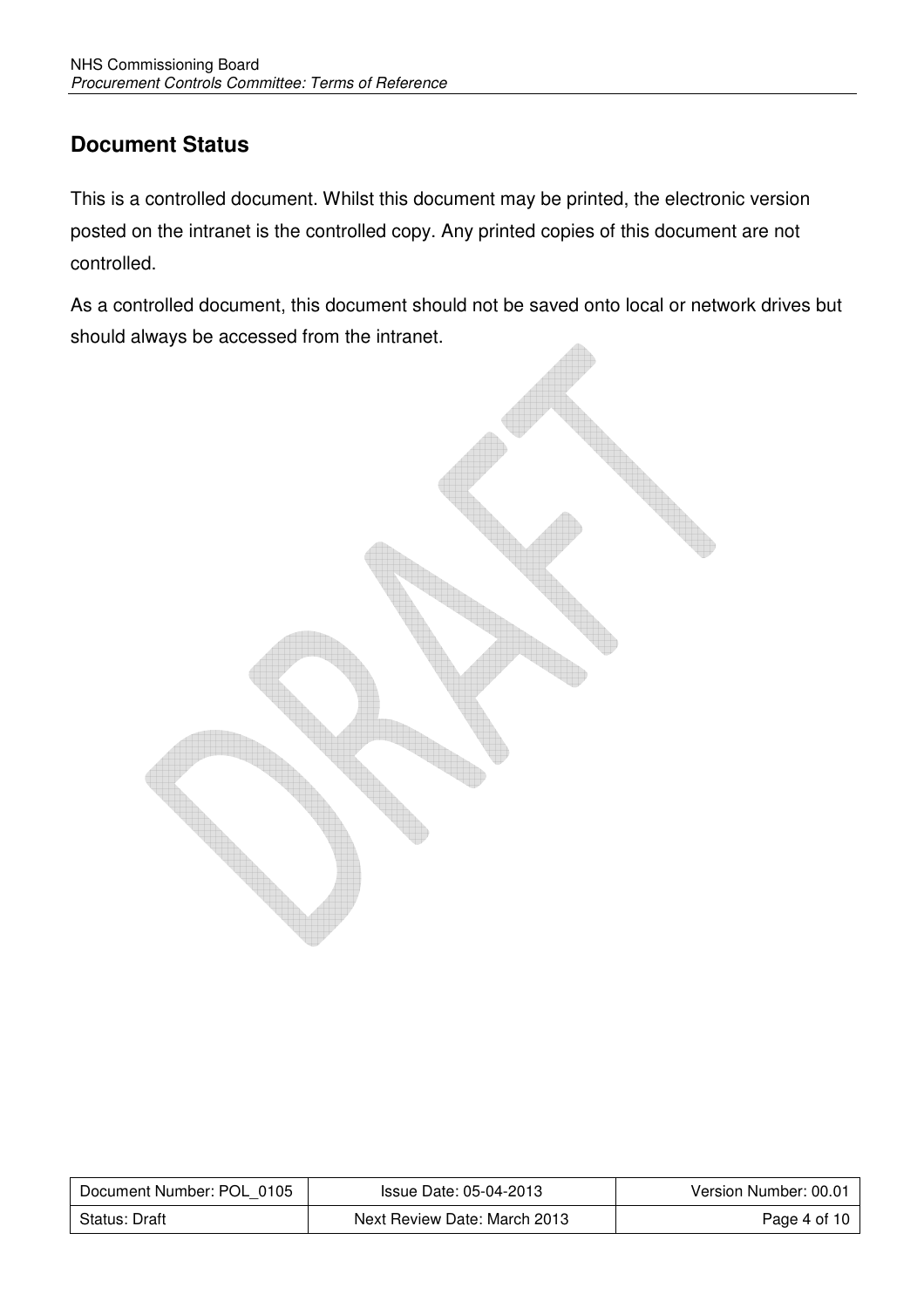## Document Status

This is a controlled document. Whilst this document may be printed, the electronic version posted on the intranet is the controlled copy. Any printed copies of this document are not controlled.

As a controlled document, this document should not be saved onto local or network drives but should always be accessed from the intranet.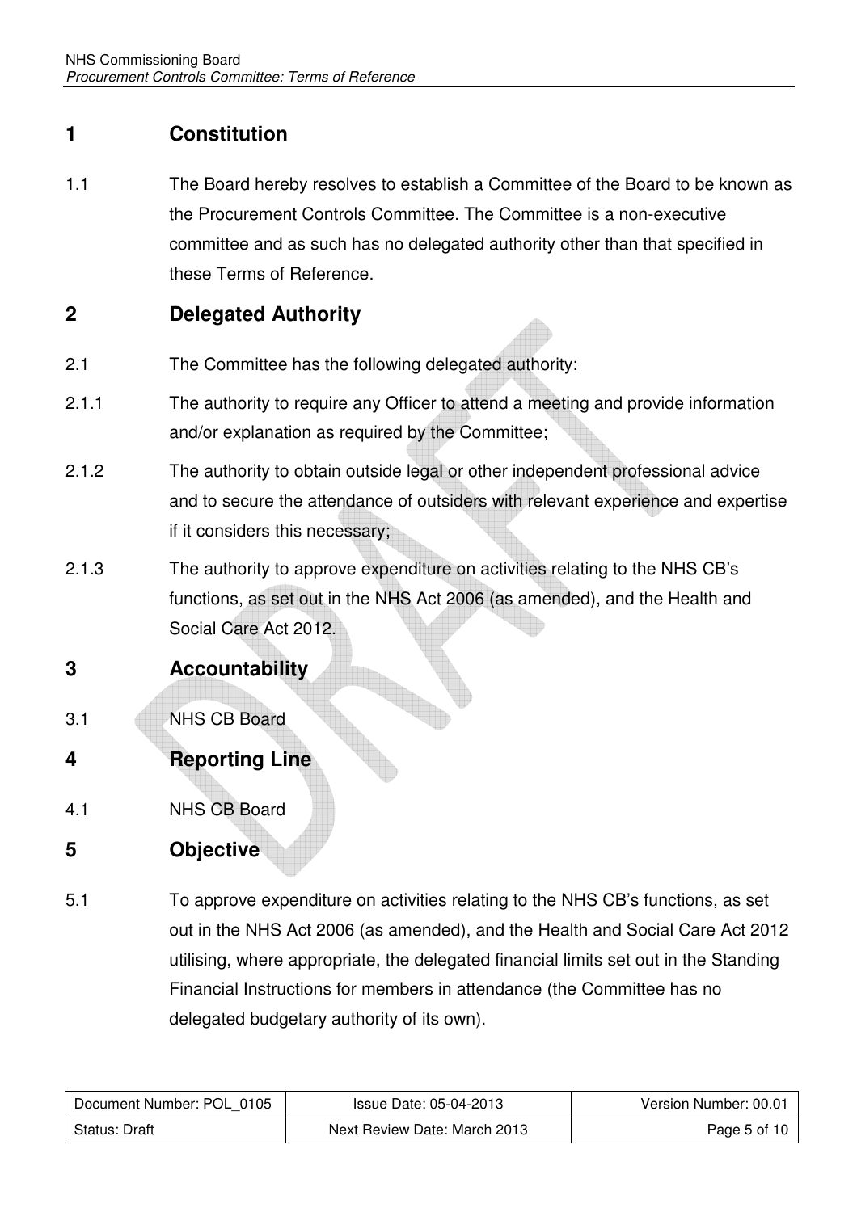## 1 Constitution

1.1 The Board hereby resolves to establish a Committee of the Board to be known as the Procurement Controls Committee. The Committee is a non-executive committee and as such has no delegated authority other than that specified in these Terms of Reference.

## 2 Delegated Authority

2.1 The Committee has the following delegated authority:

2.1.1 The authority to require any Officer to attend a meeting and provide information and/or explanation as required by the Committee;

2.1.2 The authority to obtain outside legal or other independent professional advice and to secure the attendance of outsiders with relevant experience and expertise if it considers this necessary;

2.1.3 The authority to approve expenditure on activities relating to the NHS CB's functions, as set out in the NHS Act 2006 (as amended), and the Health and Social Care Act 2012.

## 3 Accountability

3.1 NHS CB Board

## 4 Reporting Line

4.1 NHS CB Board

## 5 Objective

5.1 To approve expenditure on activities relating to the NHS CB's functions, as set out in the NHS Act 2006 (as amended), and the Health and Social Care Act 2012 utilising, where appropriate, the delegated financial limits set out in the Standing Financial Instructions for members in attendance (the Committee has no delegated budgetary authority of its own).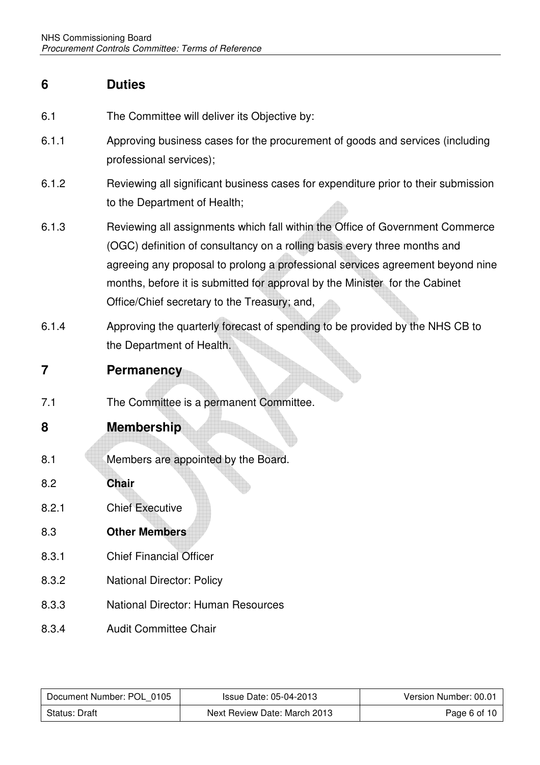## 6 Duties

6.1 The Committee will deliver its Objective by:

6.1.1 Approving business cases for the procurement of goods and services (including professional services);

6.1.2 Reviewing all significant business cases for expenditure prior to their submission to the Department of Health;

6.1.3 Reviewing all assignments which fall within the Office of Government Commerce (OGC) definition of consultancy on a rolling basis every three months and agreeing any proposal to prolong a professional services agreement beyond nine months, before it is submitted for approval by the Minister for the Cabinet Office/Chief secretary to the Treasury; and,

6.1.4 Approving the quarterly forecast of spending to be provided by the NHS CB to the Department of Health.

## 7 Permanency

7.1 The Committee is a permanent Committee.

## 8 Membership

8.1 Members are appointed by the Board.

8.2 **Chair**

8.2.1 Chief Executive

8.3 **Other Members**

8.3.1 Chief Financial Officer

8.3.2 National Director: Policy

8.3.3 National Director: Human Resources

8.3.4 Audit Committee Chair

| Document Number: POL_0105 | Issue Date: 05-04-2013 | Version Number: 00.01 |
| --- | --- | --- |
| Status: Draft | Next Review Date: March 2013 | |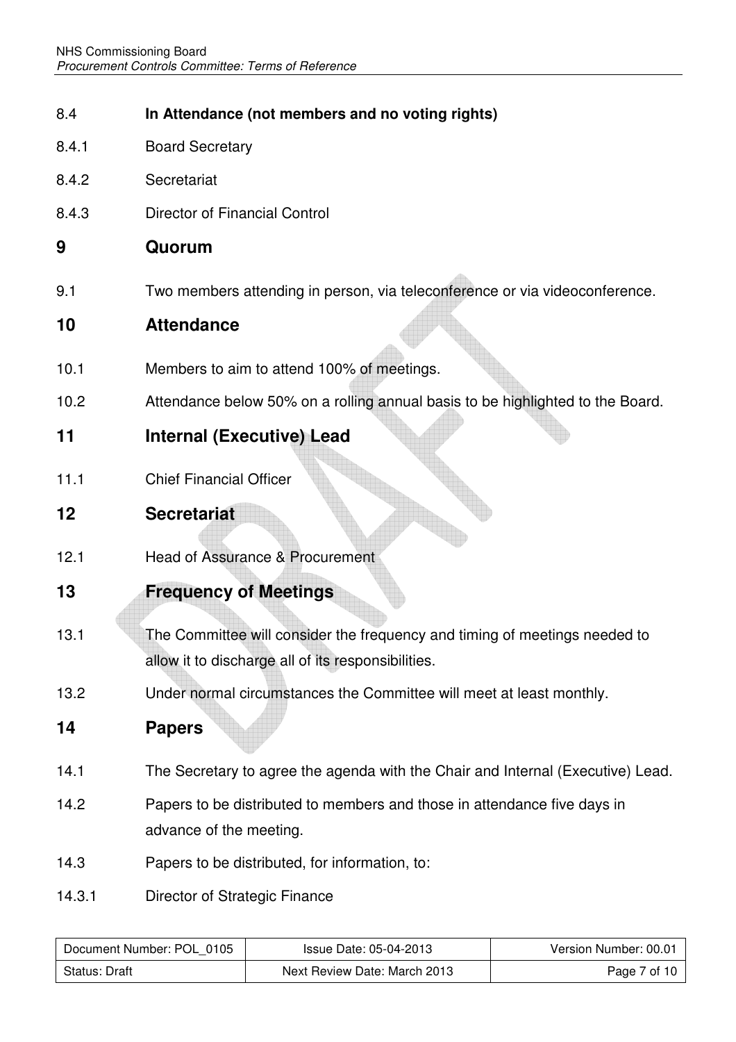8.4 **In Attendance (not members and no voting rights)**

8.4.1 Board Secretary

8.4.2 Secretariat

8.4.3 Director of Financial Control

## 9 Quorum

9.1 Two members attending in person, via teleconference or via videoconference.

## 10 Attendance

10.1 Members to aim to attend 100% of meetings.

10.2 Attendance below 50% on a rolling annual basis to be highlighted to the Board.

## 11 Internal (Executive) Lead

11.1 Chief Financial Officer

## 12 Secretariat

12.1 Head of Assurance & Procurement

## 13 Frequency of Meetings

13.1 The Committee will consider the frequency and timing of meetings needed to allow it to discharge all of its responsibilities.

13.2 Under normal circumstances the Committee will meet at least monthly.

## 14 Papers

14.1 The Secretary to agree the agenda with the Chair and Internal (Executive) Lead.

14.2 Papers to be distributed to members and those in attendance five days in advance of the meeting.

14.3 Papers to be distributed, for information, to:

14.3.1 Director of Strategic Finance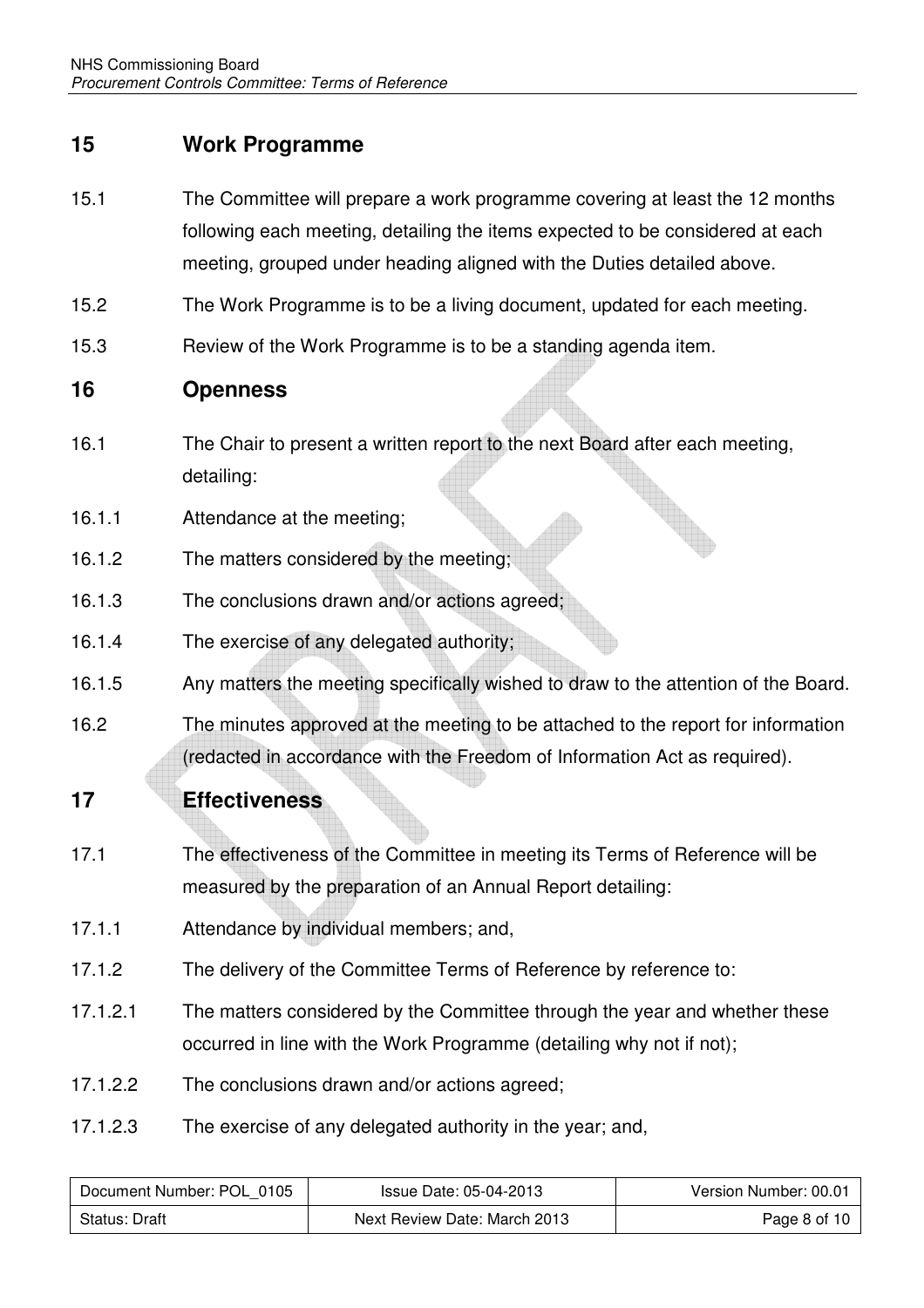## 15 Work Programme

15.1 The Committee will prepare a work programme covering at least the 12 months following each meeting, detailing the items expected to be considered at each meeting, grouped under heading aligned with the Duties detailed above.

15.2 The Work Programme is to be a living document, updated for each meeting.

15.3 Review of the Work Programme is to be a standing agenda item.

## 16 Openness

16.1 The Chair to present a written report to the next Board after each meeting, detailing:

16.1.1 Attendance at the meeting;

16.1.2 The matters considered by the meeting;

16.1.3 The conclusions drawn and/or actions agreed;

16.1.4 The exercise of any delegated authority;

16.1.5 Any matters the meeting specifically wished to draw to the attention of the Board.

16.2 The minutes approved at the meeting to be attached to the report for information (redacted in accordance with the Freedom of Information Act as required).

## 17 Effectiveness

17.1 The effectiveness of the Committee in meeting its Terms of Reference will be measured by the preparation of an Annual Report detailing:

17.1.1 Attendance by individual members; and,

17.1.2 The delivery of the Committee Terms of Reference by reference to:

17.1.2.1 The matters considered by the Committee through the year and whether these occurred in line with the Work Programme (detailing why not if not);

17.1.2.2 The conclusions drawn and/or actions agreed;

17.1.2.3 The exercise of any delegated authority in the year; and,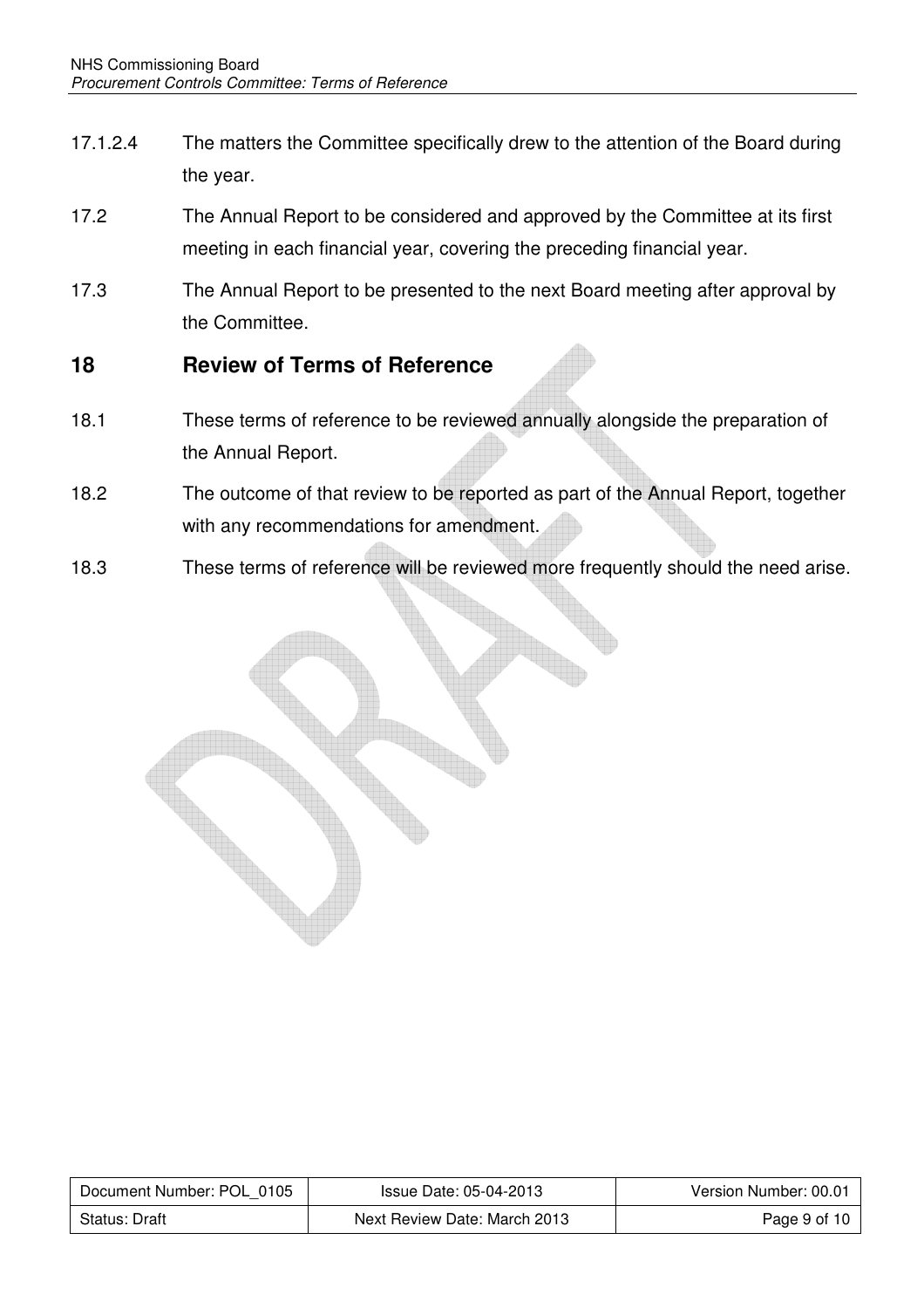17.1.2.4 The matters the Committee specifically drew to the attention of the Board during the year.

17.2 The Annual Report to be considered and approved by the Committee at its first meeting in each financial year, covering the preceding financial year.

17.3 The Annual Report to be presented to the next Board meeting after approval by the Committee.

## 18 Review of Terms of Reference

18.1 These terms of reference to be reviewed annually alongside the preparation of the Annual Report.

18.2 The outcome of that review to be reported as part of the Annual Report, together with any recommendations for amendment.

18.3 These terms of reference will be reviewed more frequently should the need arise.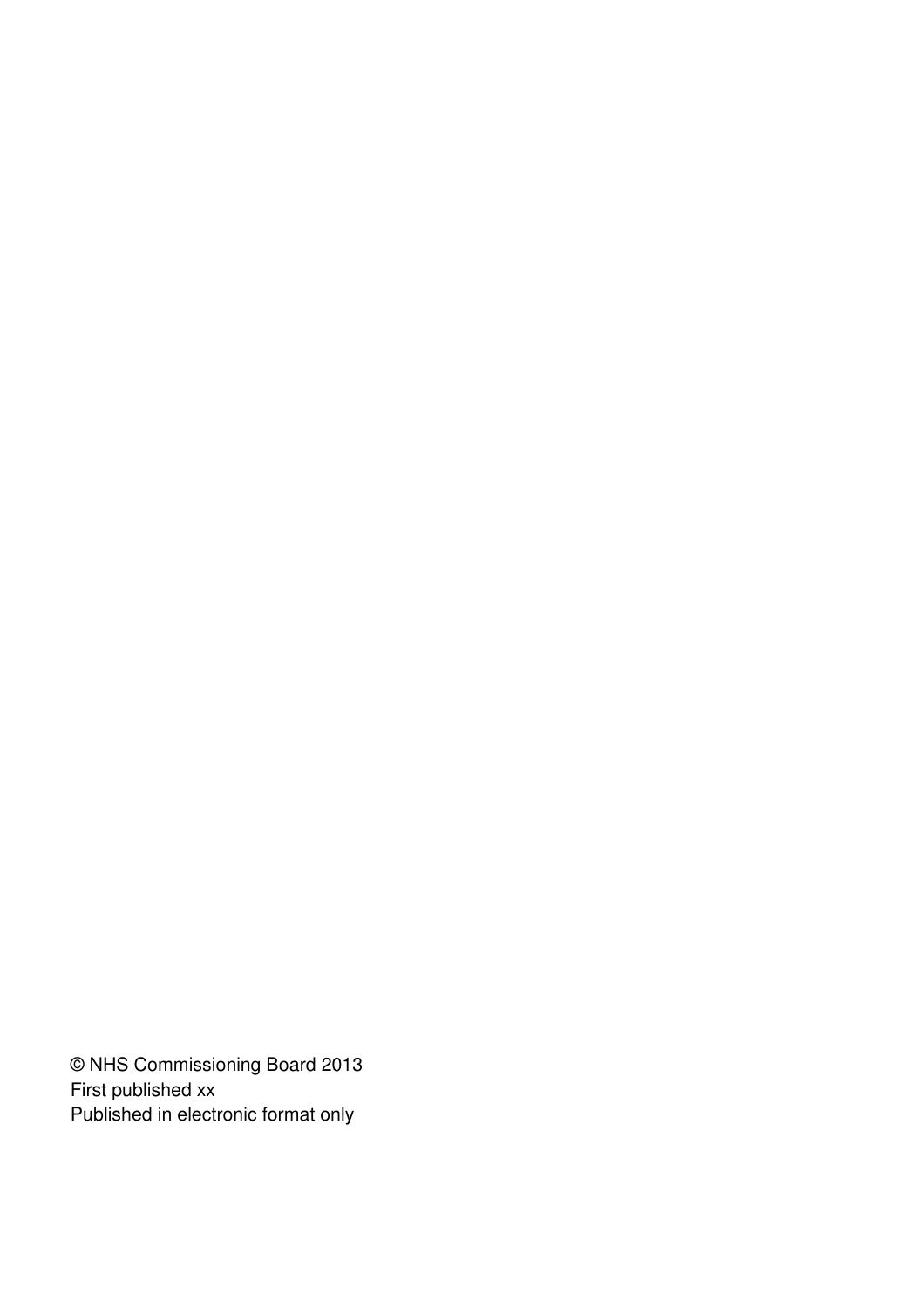© NHS Commissioning Board 2013
First published xx
Published in electronic format only